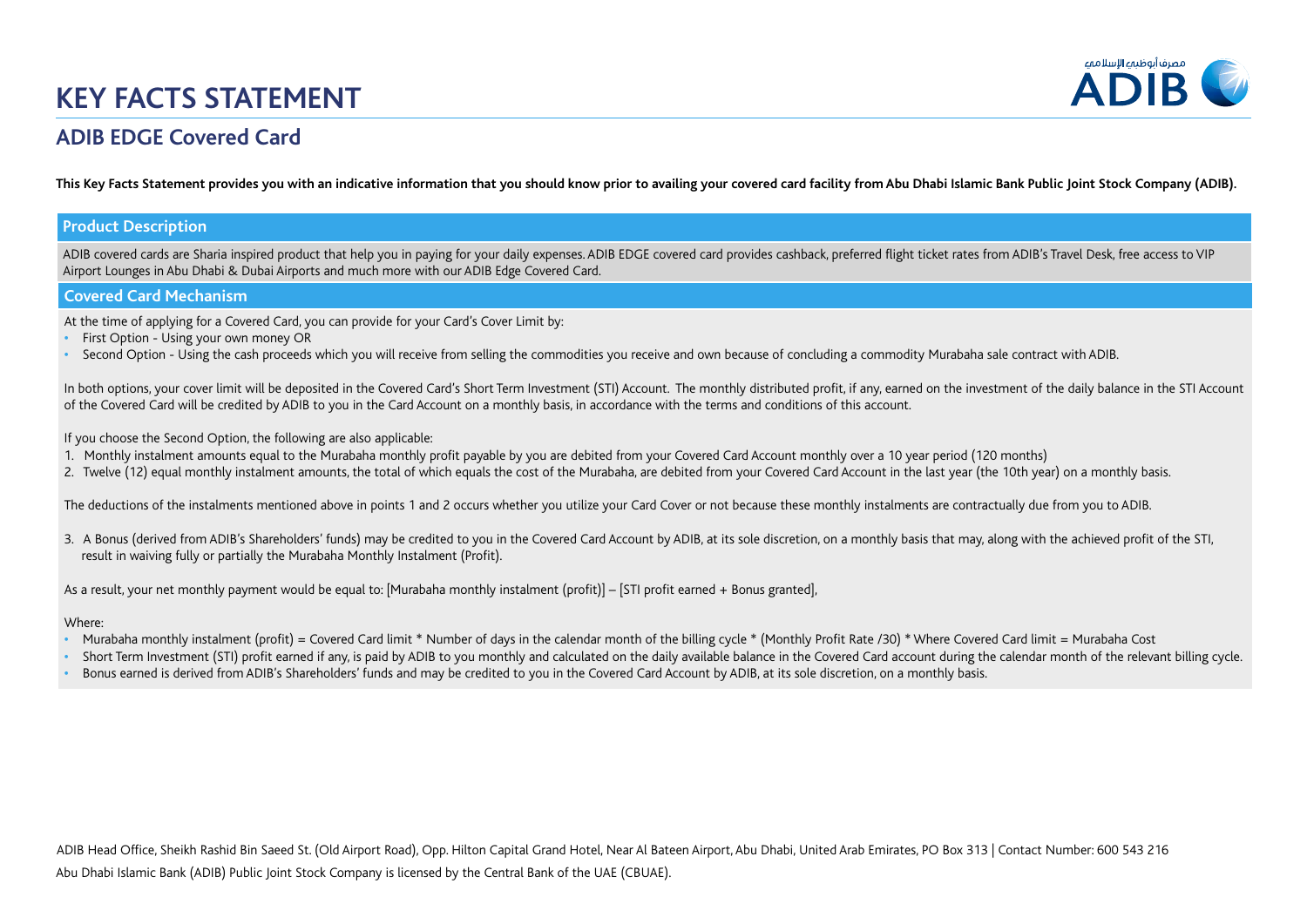# KEY FACTS STATEMENT

## ADIB EDGE Covered Card

**This Key Facts Statement provides you with an indicative information that you should know prior to availing your covered card facility from Abu Dhabi Islamic Bank Public Joint Stock Company (ADIB).**

### Product Description

ADIB covered cards are Sharia inspired product that help you in paying for your daily expenses. ADIB EDGE covered card provides cashback, preferred flight ticket rates from ADIB's Travel Desk, free access to VIP Airport Lounges in Abu Dhabi & Dubai Airports and much more with our ADIB Edge Covered Card.

### Covered Card Mechanism

At the time of applying for a Covered Card, you can provide for your Card's Cover Limit by:

- First Option - Using your own money OR
- Second Option - Using the cash proceeds which you will receive from selling the commodities you receive and own because of concluding a commodity Murabaha sale contract with ADIB.

In both options, your cover limit will be deposited in the Covered Card's Short Term Investment (STI) Account. The monthly distributed profit, if any, earned on the investment of the daily balance in the STI Account of the Covered Card will be credited by ADIB to you in the Card Account on a monthly basis, in accordance with the terms and conditions of this account.

If you choose the Second Option, the following are also applicable:

1. Monthly instalment amounts equal to the Murabaha monthly profit payable by you are debited from your Covered Card Account monthly over a 10 year period (120 months)
2. Twelve (12) equal monthly instalment amounts, the total of which equals the cost of the Murabaha, are debited from your Covered Card Account in the last year (the 10th year) on a monthly basis.

The deductions of the instalments mentioned above in points 1 and 2 occurs whether you utilize your Card Cover or not because these monthly instalments are contractually due from you to ADIB.

3. A Bonus (derived from ADIB's Shareholders' funds) may be credited to you in the Covered Card Account by ADIB, at its sole discretion, on a monthly basis that may, along with the achieved profit of the STI, result in waiving fully or partially the Murabaha Monthly Instalment (Profit).

As a result, your net monthly payment would be equal to: [Murabaha monthly instalment (profit)] – [STI profit earned + Bonus granted],

Where:

- Murabaha monthly instalment (profit) = Covered Card limit * Number of days in the calendar month of the billing cycle * (Monthly Profit Rate /30) * Where Covered Card limit = Murabaha Cost
- Short Term Investment (STI) profit earned if any, is paid by ADIB to you monthly and calculated on the daily available balance in the Covered Card account during the calendar month of the relevant billing cycle.
- Bonus earned is derived from ADIB's Shareholders' funds and may be credited to you in the Covered Card Account by ADIB, at its sole discretion, on a monthly basis.

ADIB Head Office, Sheikh Rashid Bin Saeed St. (Old Airport Road), Opp. Hilton Capital Grand Hotel, Near Al Bateen Airport, Abu Dhabi, United Arab Emirates, PO Box 313 | Contact Number: 600 543 216

Abu Dhabi Islamic Bank (ADIB) Public Joint Stock Company is licensed by the Central Bank of the UAE (CBUAE).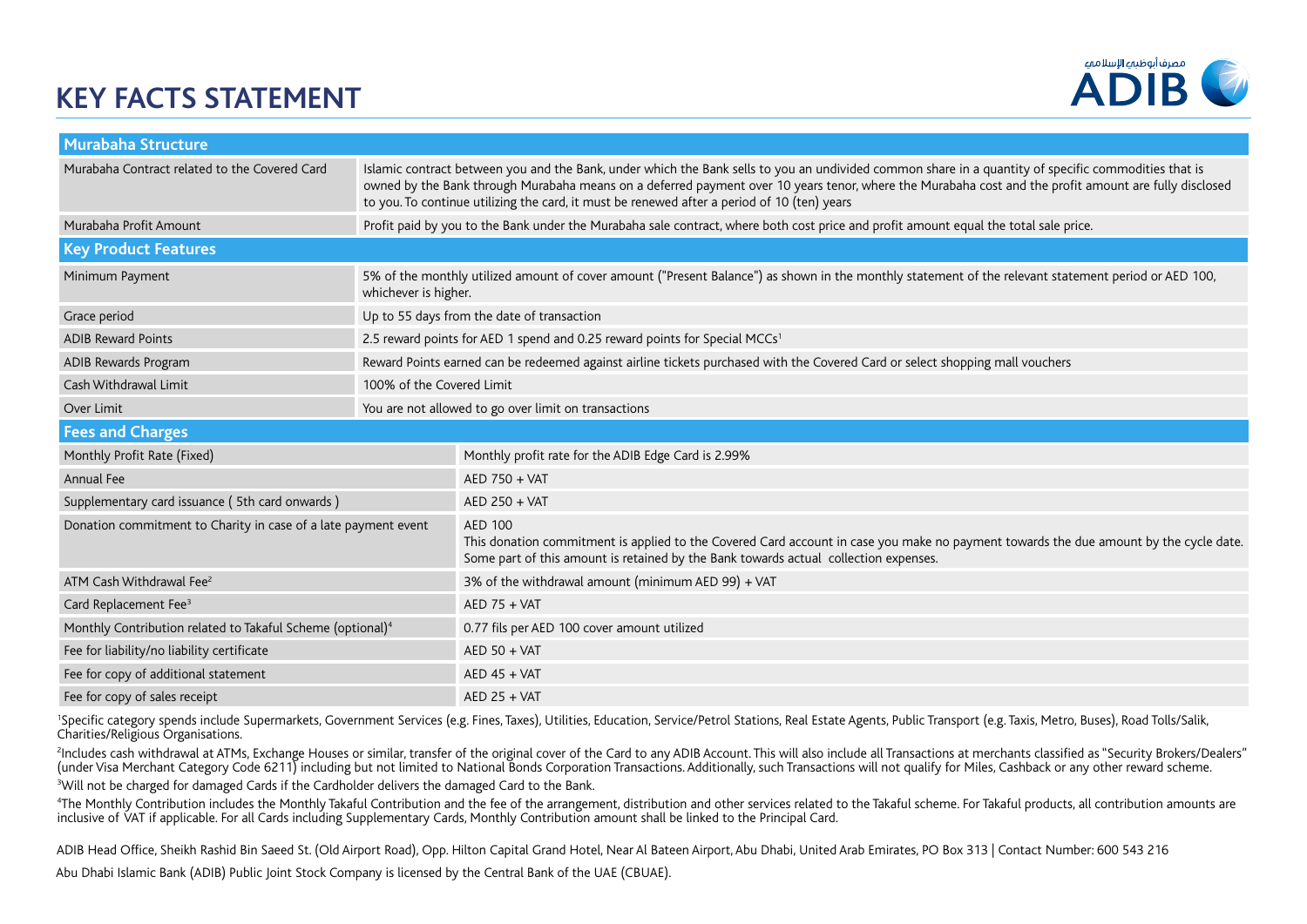# KEY FACTS STATEMENT

| Murabaha Structure | |
|---|---|
| Murabaha Contract related to the Covered Card | Islamic contract between you and the Bank, under which the Bank sells to you an undivided common share in a quantity of specific commodities that is owned by the Bank through Murabaha means on a deferred payment over 10 years tenor, where the Murabaha cost and the profit amount are fully disclosed to you. To continue utilizing the card, it must be renewed after a period of 10 (ten) years |
| Murabaha Profit Amount | Profit paid by you to the Bank under the Murabaha sale contract, where both cost price and profit amount equal the total sale price. |
| **Key Product Features** | |
| Minimum Payment | 5% of the monthly utilized amount of cover amount ("Present Balance") as shown in the monthly statement of the relevant statement period or AED 100, whichever is higher. |
| Grace period | Up to 55 days from the date of transaction |
| ADIB Reward Points | 2.5 reward points for AED 1 spend and 0.25 reward points for Special MCCs[1] |
| ADIB Rewards Program | Reward Points earned can be redeemed against airline tickets purchased with the Covered Card or select shopping mall vouchers |
| Cash Withdrawal Limit | 100% of the Covered Limit |
| Over Limit | You are not allowed to go over limit on transactions |

| Fees and Charges | |
|---|---|
| Monthly Profit Rate (Fixed) | Monthly profit rate for the ADIB Edge Card is 2.99% |
| Annual Fee | AED 750 + VAT |
| Supplementary card issuance ( 5th card onwards ) | AED 250 + VAT |
| Donation commitment to Charity in case of a late payment event | AED 100<br>This donation commitment is applied to the Covered Card account in case you make no payment towards the due amount by the cycle date. Some part of this amount is retained by the Bank towards actual collection expenses. |
| ATM Cash Withdrawal Fee[2] | 3% of the withdrawal amount (minimum AED 99) + VAT |
| Card Replacement Fee[3] | AED 75 + VAT |
| Monthly Contribution related to Takaful Scheme (optional)[4] | 0.77 fils per AED 100 cover amount utilized |
| Fee for liability/no liability certificate | AED 50 + VAT |
| Fee for copy of additional statement | AED 45 + VAT |
| Fee for copy of sales receipt | AED 25 + VAT |

[1]Specific category spends include Supermarkets, Government Services (e.g. Fines, Taxes), Utilities, Education, Service/Petrol Stations, Real Estate Agents, Public Transport (e.g. Taxis, Metro, Buses), Road Tolls/Salik, Charities/Religious Organisations.

[2]Includes cash withdrawal at ATMs, Exchange Houses or similar, transfer of the original cover of the Card to any ADIB Account. This will also include all Transactions at merchants classified as "Security Brokers/Dealers" (under Visa Merchant Category Code 6211) including but not limited to National Bonds Corporation Transactions. Additionally, such Transactions will not qualify for Miles, Cashback or any other reward scheme.

[3]Will not be charged for damaged Cards if the Cardholder delivers the damaged Card to the Bank.

[4]The Monthly Contribution includes the Monthly Takaful Contribution and the fee of the arrangement, distribution and other services related to the Takaful scheme. For Takaful products, all contribution amounts are inclusive of VAT if applicable. For all Cards including Supplementary Cards, Monthly Contribution amount shall be linked to the Principal Card.

ADIB Head Office, Sheikh Rashid Bin Saeed St. (Old Airport Road), Opp. Hilton Capital Grand Hotel, Near Al Bateen Airport, Abu Dhabi, United Arab Emirates, PO Box 313 | Contact Number: 600 543 216

Abu Dhabi Islamic Bank (ADIB) Public Joint Stock Company is licensed by the Central Bank of the UAE (CBUAE).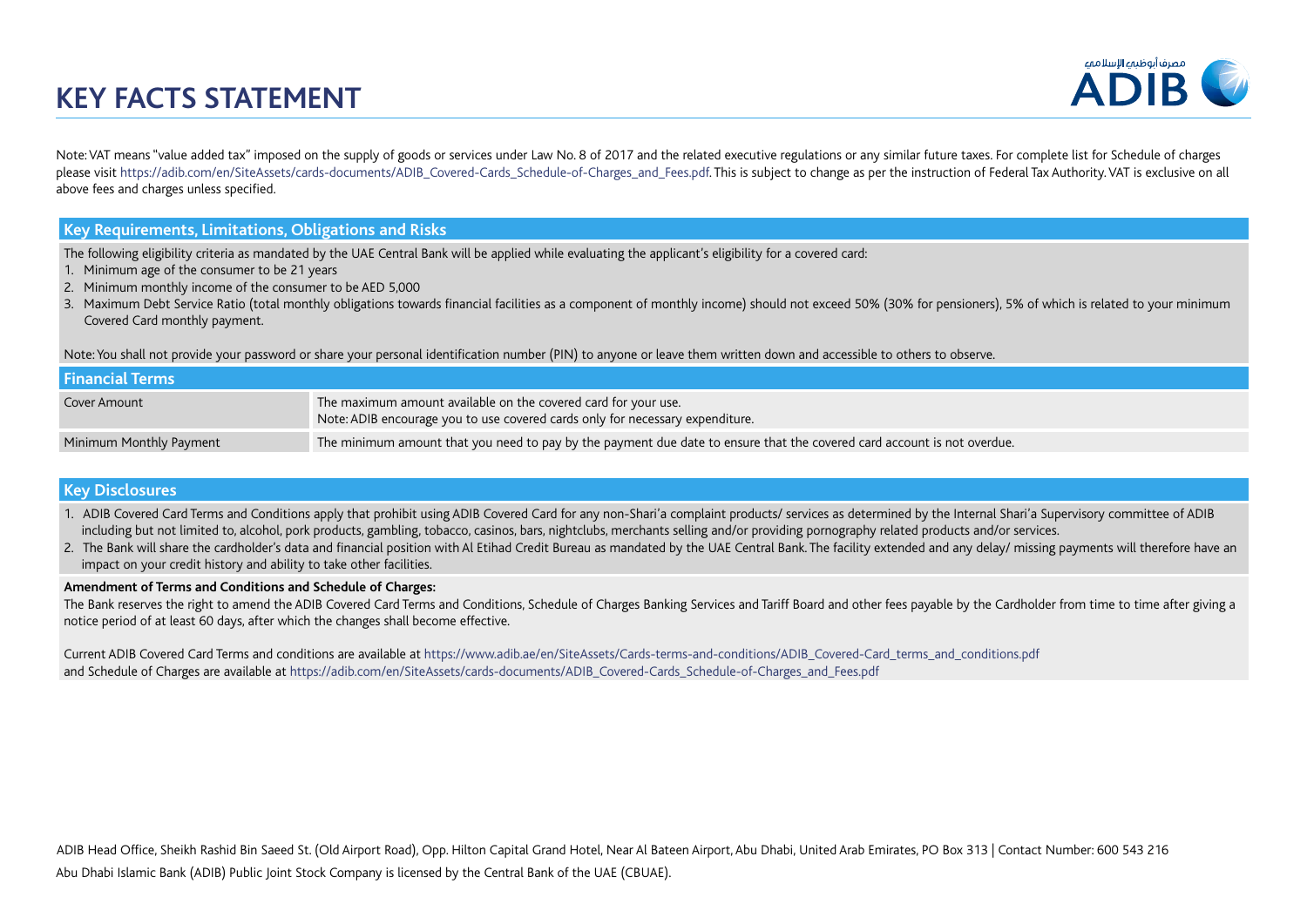# KEY FACTS STATEMENT

Note: VAT means "value added tax" imposed on the supply of goods or services under Law No. 8 of 2017 and the related executive regulations or any similar future taxes. For complete list for Schedule of charges please visit https://adib.com/en/SiteAssets/cards-documents/ADIB_Covered-Cards_Schedule-of-Charges_and_Fees.pdf. This is subject to change as per the instruction of Federal Tax Authority. VAT is exclusive on all above fees and charges unless specified.

## Key Requirements, Limitations, Obligations and Risks

The following eligibility criteria as mandated by the UAE Central Bank will be applied while evaluating the applicant's eligibility for a covered card:

1. Minimum age of the consumer to be 21 years
2. Minimum monthly income of the consumer to be AED 5,000
3. Maximum Debt Service Ratio (total monthly obligations towards financial facilities as a component of monthly income) should not exceed 50% (30% for pensioners), 5% of which is related to your minimum Covered Card monthly payment.

Note: You shall not provide your password or share your personal identification number (PIN) to anyone or leave them written down and accessible to others to observe.

## Financial Terms

| | |
|---|---|
| Cover Amount | The maximum amount available on the covered card for your use.<br>Note: ADIB encourage you to use covered cards only for necessary expenditure. |
| Minimum Monthly Payment | The minimum amount that you need to pay by the payment due date to ensure that the covered card account is not overdue. |

## Key Disclosures

1. ADIB Covered Card Terms and Conditions apply that prohibit using ADIB Covered Card for any non-Shari'a complaint products/ services as determined by the Internal Shari'a Supervisory committee of ADIB including but not limited to, alcohol, pork products, gambling, tobacco, casinos, bars, nightclubs, merchants selling and/or providing pornography related products and/or services.
2. The Bank will share the cardholder's data and financial position with Al Etihad Credit Bureau as mandated by the UAE Central Bank. The facility extended and any delay/ missing payments will therefore have an impact on your credit history and ability to take other facilities.

**Amendment of Terms and Conditions and Schedule of Charges:**

The Bank reserves the right to amend the ADIB Covered Card Terms and Conditions, Schedule of Charges Banking Services and Tariff Board and other fees payable by the Cardholder from time to time after giving a notice period of at least 60 days, after which the changes shall become effective.

Current ADIB Covered Card Terms and conditions are available at https://www.adib.ae/en/SiteAssets/Cards-terms-and-conditions/ADIB_Covered-Card_terms_and_conditions.pdf and Schedule of Charges are available at https://adib.com/en/SiteAssets/cards-documents/ADIB_Covered-Cards_Schedule-of-Charges_and_Fees.pdf

ADIB Head Office, Sheikh Rashid Bin Saeed St. (Old Airport Road), Opp. Hilton Capital Grand Hotel, Near Al Bateen Airport, Abu Dhabi, United Arab Emirates, PO Box 313 | Contact Number: 600 543 216

Abu Dhabi Islamic Bank (ADIB) Public Joint Stock Company is licensed by the Central Bank of the UAE (CBUAE).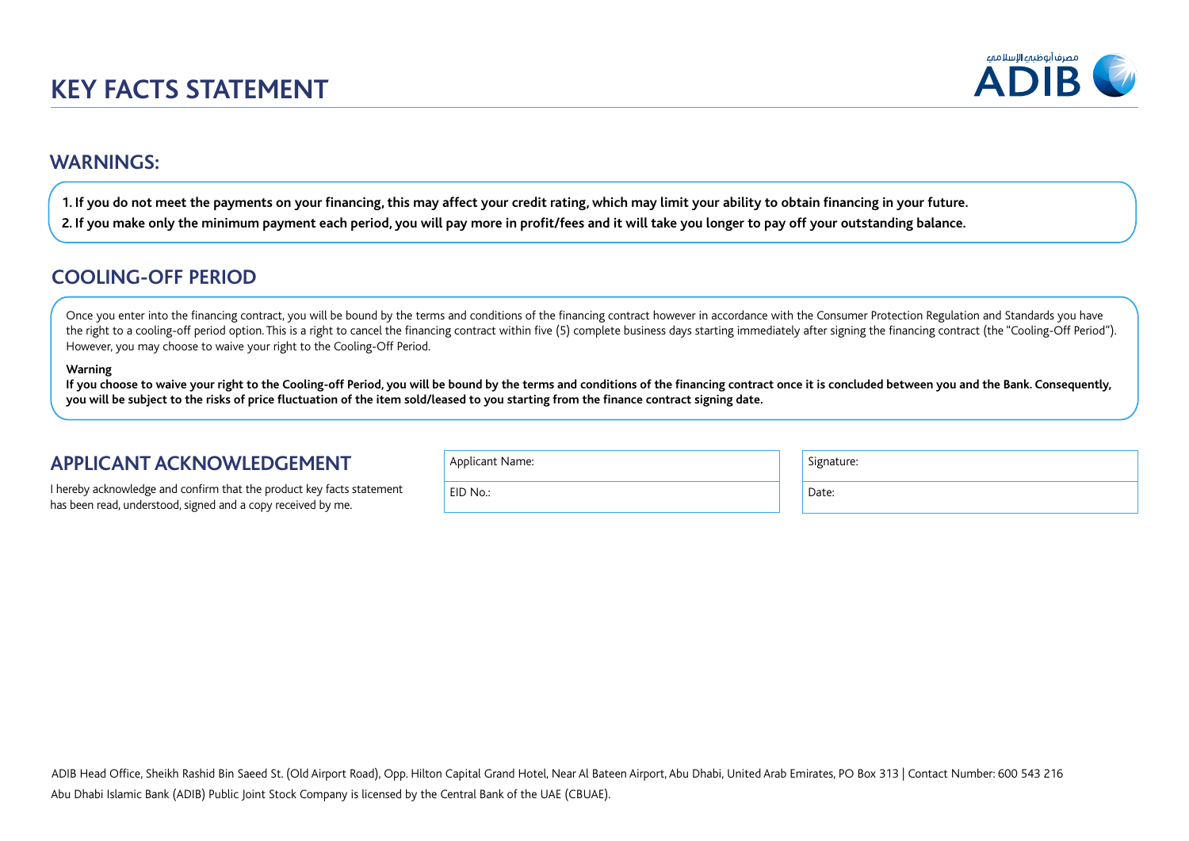# KEY FACTS STATEMENT

## WARNINGS:

**1. If you do not meet the payments on your financing, this may affect your credit rating, which may limit your ability to obtain financing in your future.**

**2. If you make only the minimum payment each period, you will pay more in profit/fees and it will take you longer to pay off your outstanding balance.**

## COOLING-OFF PERIOD

Once you enter into the financing contract, you will be bound by the terms and conditions of the financing contract however in accordance with the Consumer Protection Regulation and Standards you have the right to a cooling-off period option. This is a right to cancel the financing contract within five (5) complete business days starting immediately after signing the financing contract (the "Cooling-Off Period"). However, you may choose to waive your right to the Cooling-Off Period.

**Warning**

**If you choose to waive your right to the Cooling-off Period, you will be bound by the terms and conditions of the financing contract once it is concluded between you and the Bank. Consequently, you will be subject to the risks of price fluctuation of the item sold/leased to you starting from the finance contract signing date.**

## APPLICANT ACKNOWLEDGEMENT

I hereby acknowledge and confirm that the product key facts statement has been read, understood, signed and a copy received by me.

| | |
|---|---|
| Applicant Name: | Signature: |
| EID No.: | Date: |

ADIB Head Office, Sheikh Rashid Bin Saeed St. (Old Airport Road), Opp. Hilton Capital Grand Hotel, Near Al Bateen Airport, Abu Dhabi, United Arab Emirates, PO Box 313 | Contact Number: 600 543 216

Abu Dhabi Islamic Bank (ADIB) Public Joint Stock Company is licensed by the Central Bank of the UAE (CBUAE).